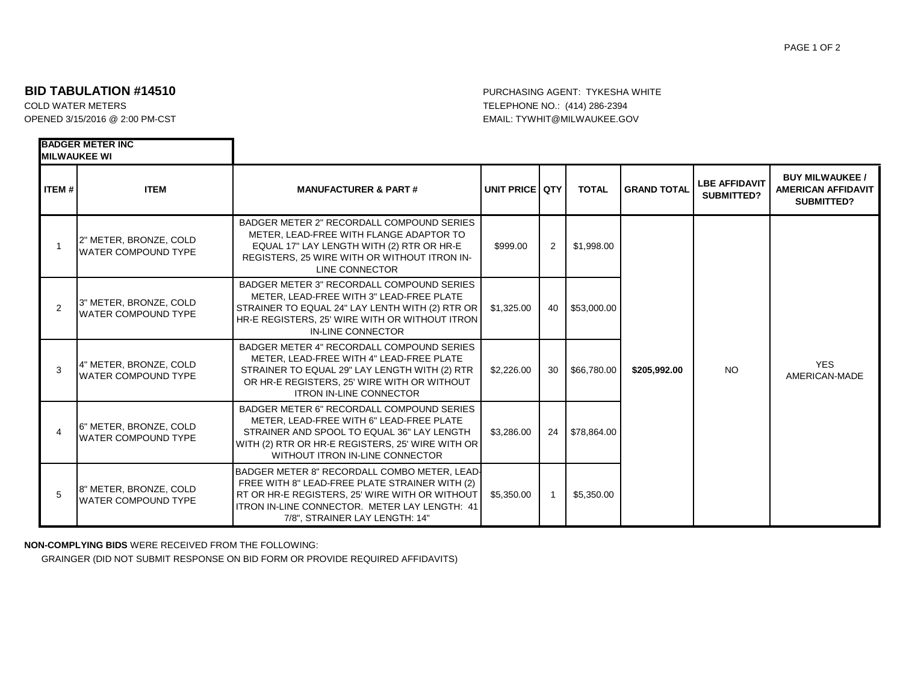## BID TABULATION #14510

COLD WATER METERS
OPENED 3/15/2016 @ 2:00 PM-CST

PURCHASING AGENT: TYKESHA WHITE
TELEPHONE NO.: (414) 286-2394
EMAIL: TYWHIT@MILWAUKEE.GOV

**BADGER METER INC**
**MILWAUKEE WI**

| ITEM # | ITEM | MANUFACTURER & PART # | UNIT PRICE | QTY | TOTAL | GRAND TOTAL | LBE AFFIDAVIT SUBMITTED? | BUY MILWAUKEE / AMERICAN AFFIDAVIT SUBMITTED? |
|---|---|---|---|---|---|---|---|---|
| 1 | 2" METER, BRONZE, COLD WATER COMPOUND TYPE | BADGER METER 2" RECORDALL COMPOUND SERIES METER, LEAD-FREE WITH FLANGE ADAPTOR TO EQUAL 17" LAY LENGTH WITH (2) RTR OR HR-E REGISTERS, 25 WIRE WITH OR WITHOUT ITRON IN-LINE CONNECTOR | $999.00 | 2 | $1,998.00 | **$205,992.00** | NO | YES AMERICAN-MADE |
| 2 | 3" METER, BRONZE, COLD WATER COMPOUND TYPE | BADGER METER 3" RECORDALL COMPOUND SERIES METER, LEAD-FREE WITH 3" LEAD-FREE PLATE STRAINER TO EQUAL 24" LAY LENTH WITH (2) RTR OR HR-E REGISTERS, 25' WIRE WITH OR WITHOUT ITRON IN-LINE CONNECTOR | $1,325.00 | 40 | $53,000.00 | | | |
| 3 | 4" METER, BRONZE, COLD WATER COMPOUND TYPE | BADGER METER 4" RECORDALL COMPOUND SERIES METER, LEAD-FREE WITH 4" LEAD-FREE PLATE STRAINER TO EQUAL 29" LAY LENGTH WITH (2) RTR OR HR-E REGISTERS, 25' WIRE WITH OR WITHOUT ITRON IN-LINE CONNECTOR | $2,226.00 | 30 | $66,780.00 | | | |
| 4 | 6" METER, BRONZE, COLD WATER COMPOUND TYPE | BADGER METER 6" RECORDALL COMPOUND SERIES METER, LEAD-FREE WITH 6" LEAD-FREE PLATE STRAINER AND SPOOL TO EQUAL 36" LAY LENGTH WITH (2) RTR OR HR-E REGISTERS, 25' WIRE WITH OR WITHOUT ITRON IN-LINE CONNECTOR | $3,286.00 | 24 | $78,864.00 | | | |
| 5 | 8" METER, BRONZE, COLD WATER COMPOUND TYPE | BADGER METER 8" RECORDALL COMBO METER, LEAD-FREE WITH 8" LEAD-FREE PLATE STRAINER WITH (2) RT OR HR-E REGISTERS, 25' WIRE WITH OR WITHOUT ITRON IN-LINE CONNECTOR. METER LAY LENGTH: 41 7/8", STRAINER LAY LENGTH: 14" | $5,350.00 | 1 | $5,350.00 | | | |

**NON-COMPLYING BIDS** WERE RECEIVED FROM THE FOLLOWING:

GRAINGER (DID NOT SUBMIT RESPONSE ON BID FORM OR PROVIDE REQUIRED AFFIDAVITS)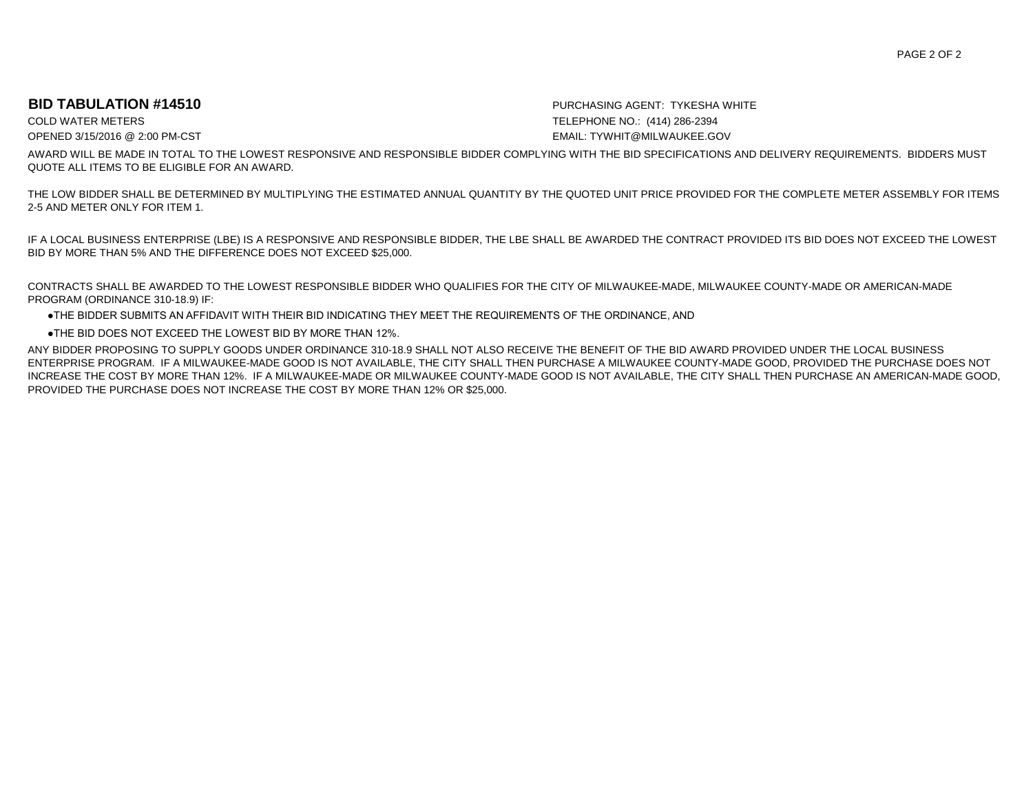## BID TABULATION #14510

COLD WATER METERS

OPENED 3/15/2016 @ 2:00 PM-CST

PURCHASING AGENT: TYKESHA WHITE

TELEPHONE NO.: (414) 286-2394

EMAIL: TYWHIT@MILWAUKEE.GOV

AWARD WILL BE MADE IN TOTAL TO THE LOWEST RESPONSIVE AND RESPONSIBLE BIDDER COMPLYING WITH THE BID SPECIFICATIONS AND DELIVERY REQUIREMENTS. BIDDERS MUST QUOTE ALL ITEMS TO BE ELIGIBLE FOR AN AWARD.

THE LOW BIDDER SHALL BE DETERMINED BY MULTIPLYING THE ESTIMATED ANNUAL QUANTITY BY THE QUOTED UNIT PRICE PROVIDED FOR THE COMPLETE METER ASSEMBLY FOR ITEMS 2-5 AND METER ONLY FOR ITEM 1.

IF A LOCAL BUSINESS ENTERPRISE (LBE) IS A RESPONSIVE AND RESPONSIBLE BIDDER, THE LBE SHALL BE AWARDED THE CONTRACT PROVIDED ITS BID DOES NOT EXCEED THE LOWEST BID BY MORE THAN 5% AND THE DIFFERENCE DOES NOT EXCEED $25,000.

CONTRACTS SHALL BE AWARDED TO THE LOWEST RESPONSIBLE BIDDER WHO QUALIFIES FOR THE CITY OF MILWAUKEE-MADE, MILWAUKEE COUNTY-MADE OR AMERICAN-MADE PROGRAM (ORDINANCE 310-18.9) IF:

- THE BIDDER SUBMITS AN AFFIDAVIT WITH THEIR BID INDICATING THEY MEET THE REQUIREMENTS OF THE ORDINANCE, AND
- THE BID DOES NOT EXCEED THE LOWEST BID BY MORE THAN 12%.

ANY BIDDER PROPOSING TO SUPPLY GOODS UNDER ORDINANCE 310-18.9 SHALL NOT ALSO RECEIVE THE BENEFIT OF THE BID AWARD PROVIDED UNDER THE LOCAL BUSINESS ENTERPRISE PROGRAM. IF A MILWAUKEE-MADE GOOD IS NOT AVAILABLE, THE CITY SHALL THEN PURCHASE A MILWAUKEE COUNTY-MADE GOOD, PROVIDED THE PURCHASE DOES NOT INCREASE THE COST BY MORE THAN 12%. IF A MILWAUKEE-MADE OR MILWAUKEE COUNTY-MADE GOOD IS NOT AVAILABLE, THE CITY SHALL THEN PURCHASE AN AMERICAN-MADE GOOD, PROVIDED THE PURCHASE DOES NOT INCREASE THE COST BY MORE THAN 12% OR $25,000.